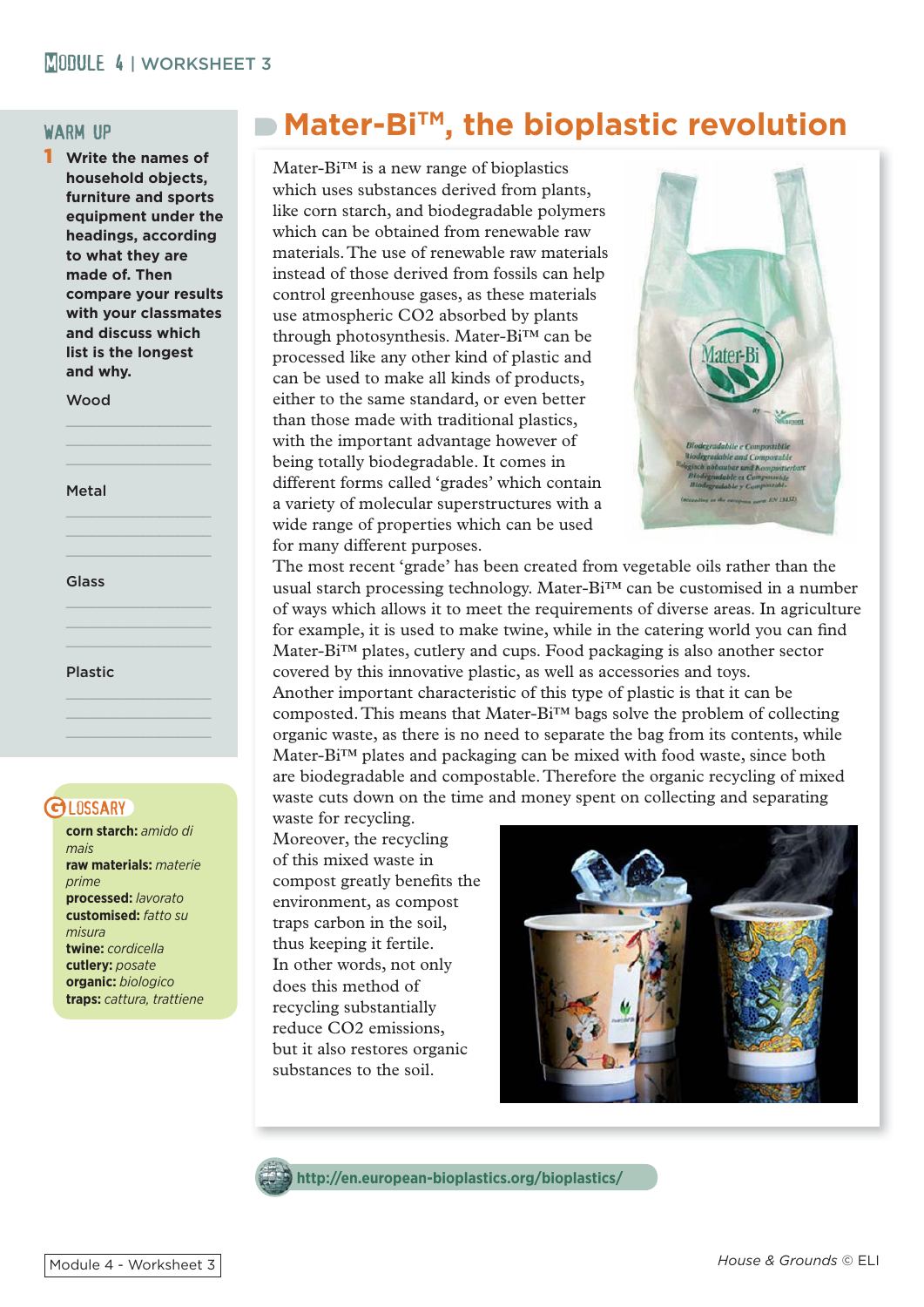# Mater-Bi™, the bioplastic revolution

## WARM UP

**1** **Write the names of household objects, furniture and sports equipment under the headings, according to what they are made of. Then compare your results with your classmates and discuss which list is the longest and why.**

Wood

______________________

______________________

______________________

Metal

______________________

______________________

______________________

Glass

______________________

______________________

______________________

Plastic

______________________

______________________

______________________

Mater-Bi™ is a new range of bioplastics which uses substances derived from plants, like corn starch, and biodegradable polymers which can be obtained from renewable raw materials. The use of renewable raw materials instead of those derived from fossils can help control greenhouse gases, as these materials use atmospheric $CO_2$ absorbed by plants through photosynthesis. Mater-Bi™ can be processed like any other kind of plastic and can be used to make all kinds of products, either to the same standard, or even better than those made with traditional plastics, with the important advantage however of being totally biodegradable. It comes in different forms called 'grades' which contain a variety of molecular superstructures with a wide range of properties which can be used for many different purposes.

The most recent 'grade' has been created from vegetable oils rather than the usual starch processing technology. Mater-Bi™ can be customised in a number of ways which allows it to meet the requirements of diverse areas. In agriculture for example, it is used to make twine, while in the catering world you can find Mater-Bi™ plates, cutlery and cups. Food packaging is also another sector covered by this innovative plastic, as well as accessories and toys.

Another important characteristic of this type of plastic is that it can be composted. This means that Mater-Bi™ bags solve the problem of collecting organic waste, as there is no need to separate the bag from its contents, while Mater-Bi™ plates and packaging can be mixed with food waste, since both are biodegradable and compostable. Therefore the organic recycling of mixed waste cuts down on the time and money spent on collecting and separating waste for recycling.

Moreover, the recycling of this mixed waste in compost greatly benefits the environment, as compost traps carbon in the soil, thus keeping it fertile. In other words, not only does this method of recycling substantially reduce $CO_2$ emissions, but it also restores organic substances to the soil.

http://en.european-bioplastics.org/bioplastics/

## GLOSSARY

**corn starch:** *amido di mais*
**raw materials:** *materie prime*
**processed:** *lavorato*
**customised:** *fatto su misura*
**twine:** *cordicella*
**cutlery:** *posate*
**organic:** *biologico*
**traps:** *cattura, trattiene*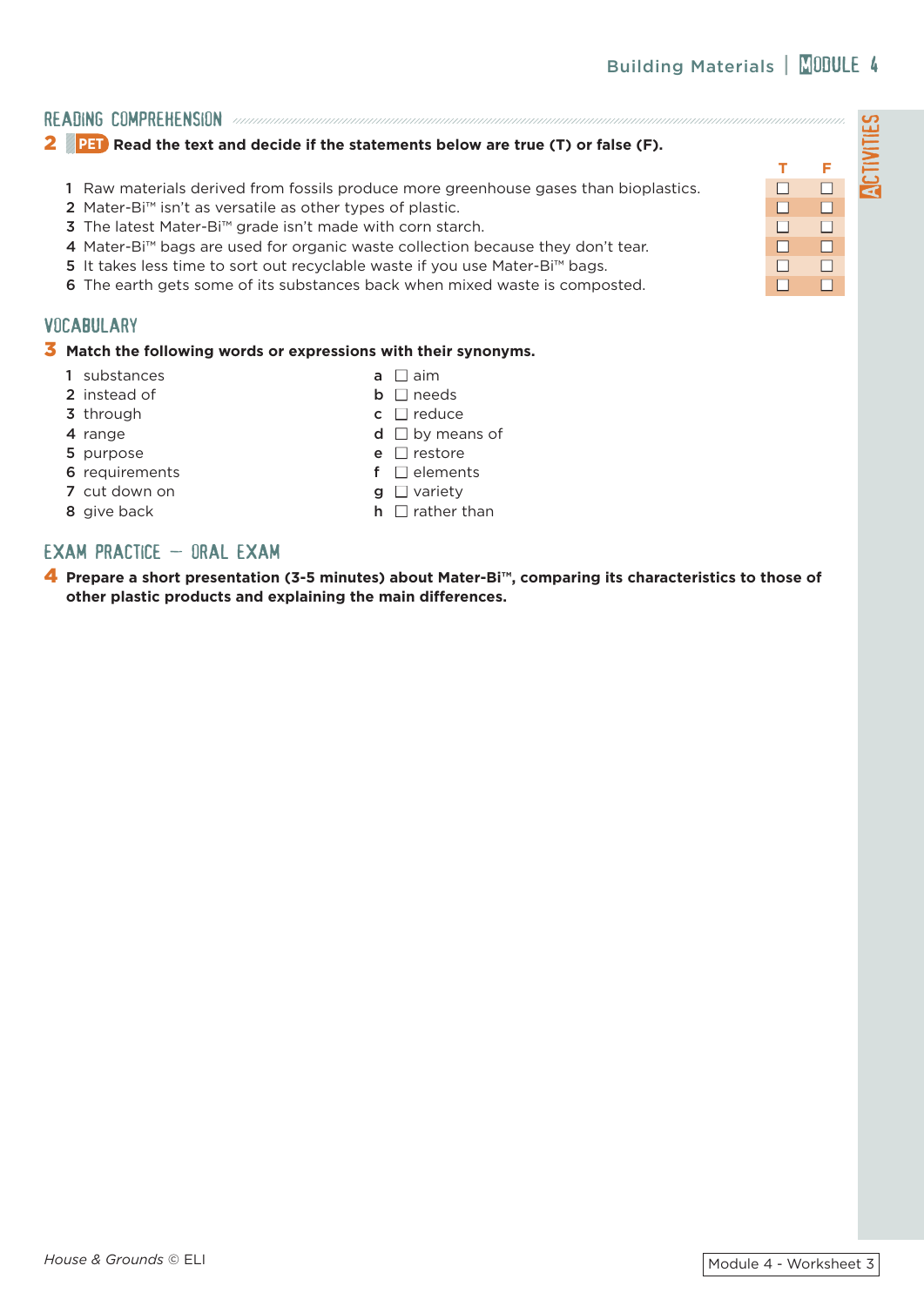## READING COMPREHENSION

**2** PET **Read the text and decide if the statements below are true (T) or false (F).**

| | | T | F |
|---|---|---|---|
| 1 | Raw materials derived from fossils produce more greenhouse gases than bioplastics. | ☐ | ☐ |
| 2 | Mater-Bi™ isn't as versatile as other types of plastic. | ☐ | ☐ |
| 3 | The latest Mater-Bi™ grade isn't made with corn starch. | ☐ | ☐ |
| 4 | Mater-Bi™ bags are used for organic waste collection because they don't tear. | ☐ | ☐ |
| 5 | It takes less time to sort out recyclable waste if you use Mater-Bi™ bags. | ☐ | ☐ |
| 6 | The earth gets some of its substances back when mixed waste is composted. | ☐ | ☐ |

## VOCABULARY

**3 Match the following words or expressions with their synonyms.**

1 substances
2 instead of
3 through
4 range
5 purpose
6 requirements
7 cut down on
8 give back

a ☐ aim
b ☐ needs
c ☐ reduce
d ☐ by means of
e ☐ restore
f ☐ elements
g ☐ variety
h ☐ rather than

## EXAM PRACTICE – ORAL EXAM

**4 Prepare a short presentation (3-5 minutes) about Mater-Bi™, comparing its characteristics to those of other plastic products and explaining the main differences.**